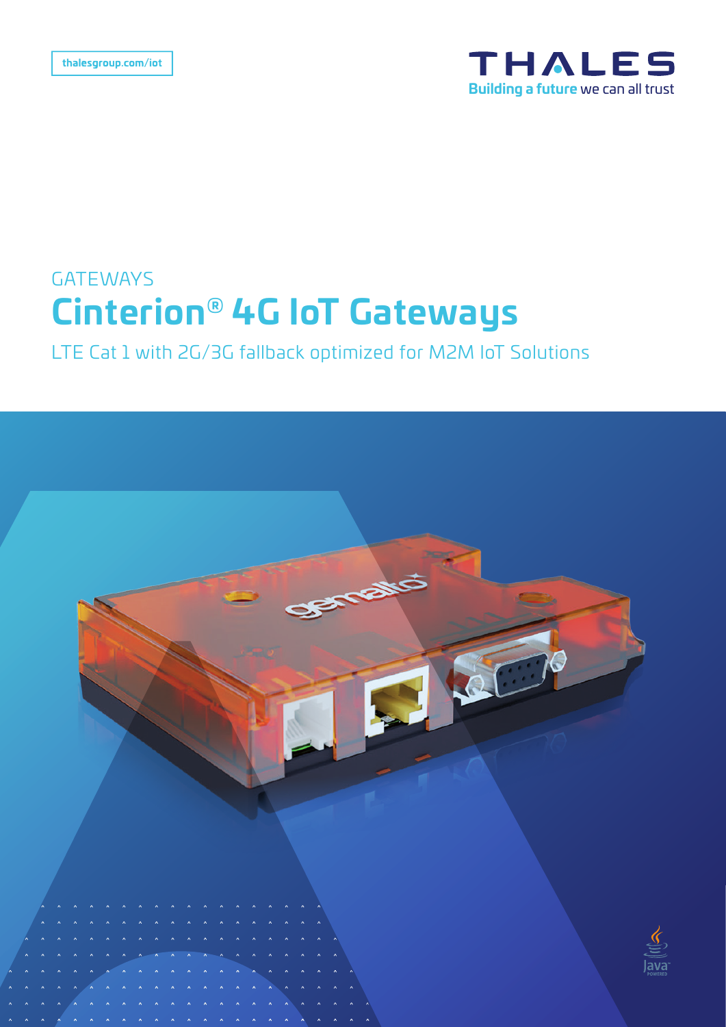thalesgroup.com/iot

THALES
Building a future we can all trust

GATEWAYS

# Cinterion® 4G IoT Gateways

LTE Cat 1 with 2G/3G fallback optimized for M2M IoT Solutions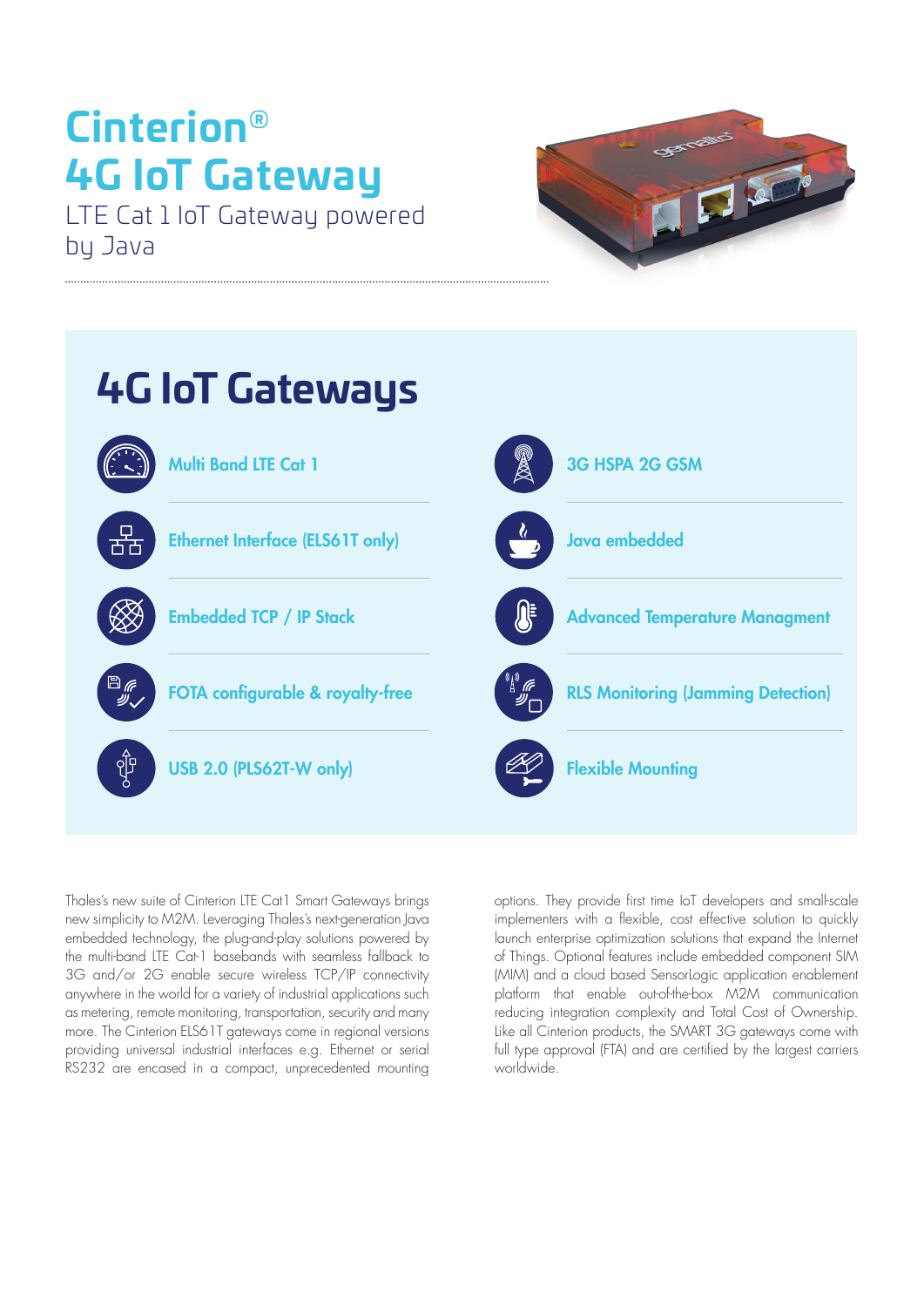# Cinterion®
# 4G IoT Gateway

LTE Cat 1 IoT Gateway powered by Java

## 4G IoT Gateways

- Multi Band LTE Cat 1
- Ethernet Interface (ELS61T only)
- Embedded TCP / IP Stack
- FOTA configurable & royalty-free
- USB 2.0 (PLS62T-W only)
- 3G HSPA 2G GSM
- Java embedded
- Advanced Temperature Managment
- RLS Monitoring (Jamming Detection)
- Flexible Mounting

Thales's new suite of Cinterion LTE Cat1 Smart Gateways brings new simplicity to M2M. Leveraging Thales's next-generation Java embedded technology, the plug-and-play solutions powered by the multi-band LTE Cat-1 basebands with seamless fallback to 3G and/or 2G enable secure wireless TCP/IP connectivity anywhere in the world for a variety of industrial applications such as metering, remote monitoring, transportation, security and many more. The Cinterion ELS61T gateways come in regional versions providing universal industrial interfaces e.g. Ethernet or serial RS232 are encased in a compact, unprecedented mounting options. They provide first time IoT developers and small-scale implementers with a flexible, cost effective solution to quickly launch enterprise optimization solutions that expand the Internet of Things. Optional features include embedded component SIM (MIM) and a cloud based SensorLogic application enablement platform that enable out-of-the-box M2M communication reducing integration complexity and Total Cost of Ownership. Like all Cinterion products, the SMART 3G gateways come with full type approval (FTA) and are certified by the largest carriers worldwide.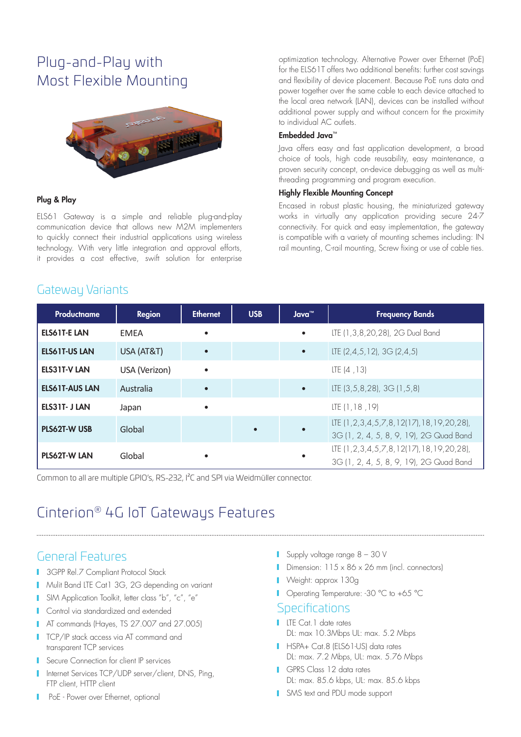# Plug-and-Play with Most Flexible Mounting

### Plug & Play

ELS61 Gateway is a simple and reliable plug-and-play communication device that allows new M2M implementers to quickly connect their industrial applications using wireless technology. With very little integration and approval efforts, it provides a cost effective, swift solution for enterprise optimization technology. Alternative Power over Ethernet (PoE) for the ELS61T offers two additional benefits: further cost savings and flexibility of device placement. Because PoE runs data and power together over the same cable to each device attached to the local area network (LAN), devices can be installed without additional power supply and without concern for the proximity to individual AC outlets.

### Embedded Java™

Java offers easy and fast application development, a broad choice of tools, high code reusability, easy maintenance, a proven security concept, on-device debugging as well as multi-threading programming and program execution.

### Highly Flexible Mounting Concept

Encased in robust plastic housing, the miniaturized gateway works in virtually any application providing secure 24-7 connectivity. For quick and easy implementation, the gateway is compatible with a variety of mounting schemes including: IN rail mounting, C-rail mounting, Screw fixing or use of cable ties.

## Gateway Variants

| Productname | Region | Ethernet | USB | Java™ | Frequency Bands |
|---|---|---|---|---|---|
| **ELS61T-E LAN** | EMEA | • | | • | LTE (1,3,8,20,28), 2G Dual Band |
| **ELS61T-US LAN** | USA (AT&T) | • | | • | LTE (2,4,5,12), 3G (2,4,5) |
| **ELS31T-V LAN** | USA (Verizon) | • | | | LTE (4 ,13) |
| **ELS61T-AUS LAN** | Australia | • | | • | LTE (3,5,8,28), 3G (1,5,8) |
| **ELS31T- J LAN** | Japan | • | | | LTE (1,18 ,19) |
| **PLS62T-W USB** | Global | | • | • | LTE (1,2,3,4,5,7,8,12(17),18,19,20,28), 3G (1, 2, 4, 5, 8, 9, 19), 2G Quad Band |
| **PLS62T-W LAN** | Global | • | | • | LTE (1,2,3,4,5,7,8,12(17),18,19,20,28), 3G (1, 2, 4, 5, 8, 9, 19), 2G Quad Band |

Common to all are multiple GPIO's, RS-232, I²C and SPI via Weidmüller connector.

# Cinterion® 4G IoT Gateways Features

## General Features

- 3GPP Rel.7 Compliant Protocol Stack
- Mulit Band LTE Cat1 3G, 2G depending on variant
- SIM Application Toolkit, letter class "b", "c", "e"
- Control via standardized and extended
- AT commands (Hayes, TS 27.007 and 27.005)
- TCP/IP stack access via AT command and transparent TCP services
- Secure Connection for client IP services
- Internet Services TCP/UDP server/client, DNS, Ping, FTP client, HTTP client
- PoE - Power over Ethernet, optional
- Supply voltage range 8 – 30 V
- Dimension: 115 x 86 x 26 mm (incl. connectors)
- Weight: approx 130g
- Operating Temperature: -30 °C to +65 °C

## Specifications

- LTE Cat.1 date rates
  DL: max 10.3Mbps UL: max. 5.2 Mbps
- HSPA+ Cat.8 (ELS61-US) data rates
  DL: max. 7.2 Mbps, UL: max. 5.76 Mbps
- GPRS Class 12 data rates
  DL: max. 85.6 kbps, UL: max. 85.6 kbps
- SMS text and PDU mode support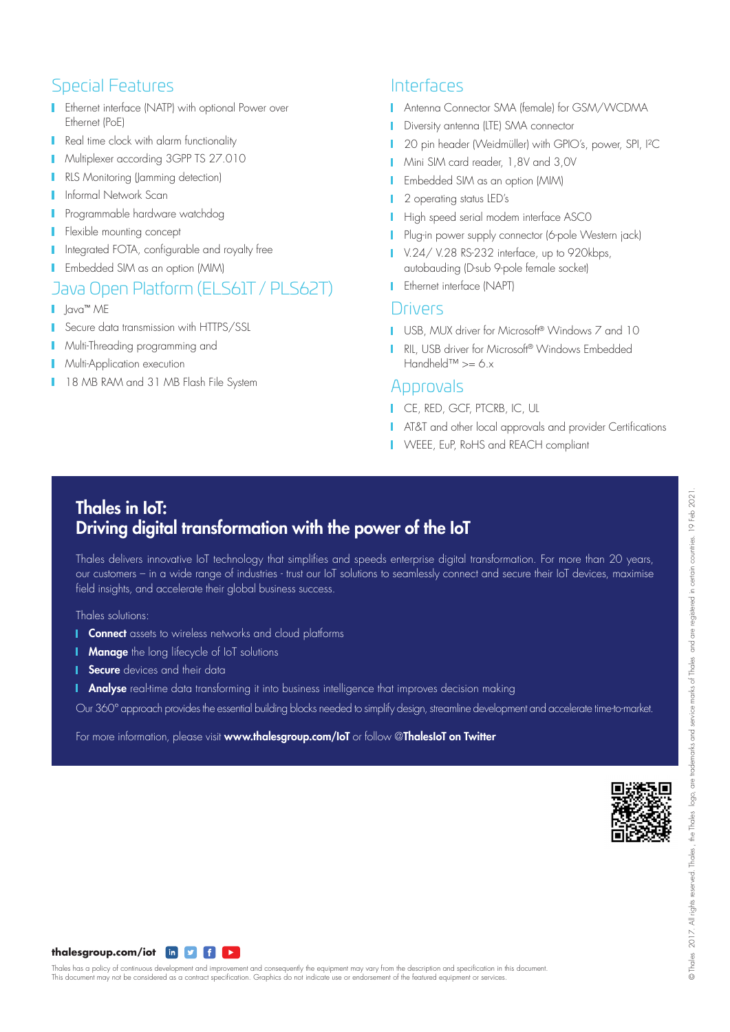## Special Features

- Ethernet interface (NATP) with optional Power over Ethernet (PoE)
- Real time clock with alarm functionality
- Multiplexer according 3GPP TS 27.010
- RLS Monitoring (Jamming detection)
- Informal Network Scan
- Programmable hardware watchdog
- Flexible mounting concept
- Integrated FOTA, configurable and royalty free
- Embedded SIM as an option (MIM)

## Java Open Platform (ELS61T / PLS62T)

- Java™ ME
- Secure data transmission with HTTPS/SSL
- Multi-Threading programming and
- Multi-Application execution
- 18 MB RAM and 31 MB Flash File System

## Interfaces

- Antenna Connector SMA (female) for GSM/WCDMA
- Diversity antenna (LTE) SMA connector
- 20 pin header (Weidmüller) with GPIO's, power, SPI, I²C
- Mini SIM card reader, 1,8V and 3,0V
- Embedded SIM as an option (MIM)
- 2 operating status LED's
- High speed serial modem interface ASC0
- Plug-in power supply connector (6-pole Western jack)
- V.24/ V.28 RS-232 interface, up to 920kbps, autobauding (D-sub 9-pole female socket)
- Ethernet interface (NAPT)

## Drivers

- USB, MUX driver for Microsoft® Windows 7 and 10
- RIL, USB driver for Microsoft® Windows Embedded Handheld™ >= 6.x

## Approvals

- CE, RED, GCF, PTCRB, IC, UL
- AT&T and other local approvals and provider Certifications
- WEEE, EuP, RoHS and REACH compliant

## Thales in IoT: Driving digital transformation with the power of the IoT

Thales delivers innovative IoT technology that simplifies and speeds enterprise digital transformation. For more than 20 years, our customers – in a wide range of industries - trust our IoT solutions to seamlessly connect and secure their IoT devices, maximise field insights, and accelerate their global business success.

Thales solutions:

- **Connect** assets to wireless networks and cloud platforms
- **Manage** the long lifecycle of IoT solutions
- **Secure** devices and their data
- **Analyse** real-time data transforming it into business intelligence that improves decision making

Our 360° approach provides the essential building blocks needed to simplify design, streamline development and accelerate time-to-market.

For more information, please visit **www.thalesgroup.com/IoT** or follow @**ThalesIoT on Twitter**

**thalesgroup.com/iot**

Thales has a policy of continuous development and improvement and consequently the equipment may vary from the description and specification in this document. This document may not be considered as a contract specification. Graphics do not indicate use or endorsement of the featured equipment or services.

© Thales 2017. All rights reserved. Thales, the Thales logo, are trademarks and service marks of Thales and are registered in certain countries. 19 Feb 2021.